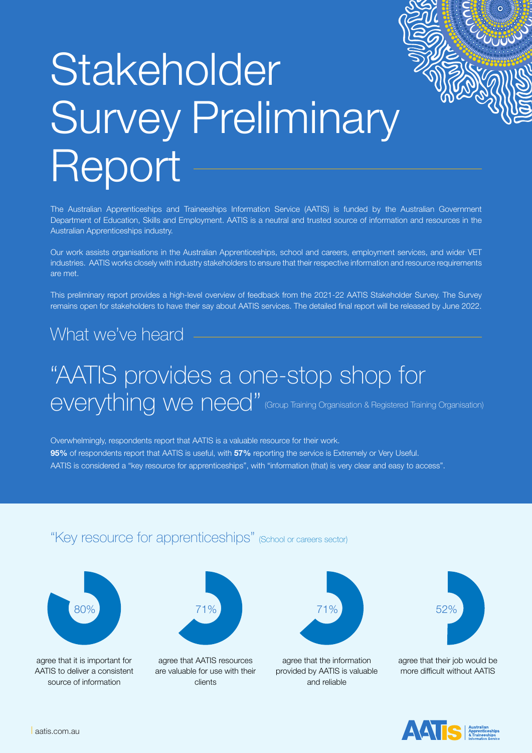# Stakeholder Survey Preliminary Report

The Australian Apprenticeships and Traineeships Information Service (AATIS) is funded by the Australian Government Department of Education, Skills and Employment. AATIS is a neutral and trusted source of information and resources in the Australian Apprenticeships industry.

Our work assists organisations in the Australian Apprenticeships, school and careers, employment services, and wider VET industries. AATIS works closely with industry stakeholders to ensure that their respective information and resource requirements are met.

This preliminary report provides a high-level overview of feedback from the 2021-22 AATIS Stakeholder Survey. The Survey remains open for stakeholders to have their say about AATIS services. The detailed final report will be released by June 2022.

## What we've heard

### "AATIS provides a one-stop shop for everything we need" (Group Training Organisation & Registered Training Organisation)

Overwhelmingly, respondents report that AATIS is a valuable resource for their work.

**95%** of respondents report that AATIS is useful, with **57%** reporting the service is Extremely or Very Useful.

AATIS is considered a "key resource for apprenticeships", with "information (that) is very clear and easy to access".

### "Key resource for apprenticeships" (School or careers sector)

80% agree that it is important for AATIS to deliver a consistent source of information

71% agree that AATIS resources are valuable for use with their clients

71% agree that the information provided by AATIS is valuable and reliable

52% agree that their job would be more difficult without AATIS

aatis.com.au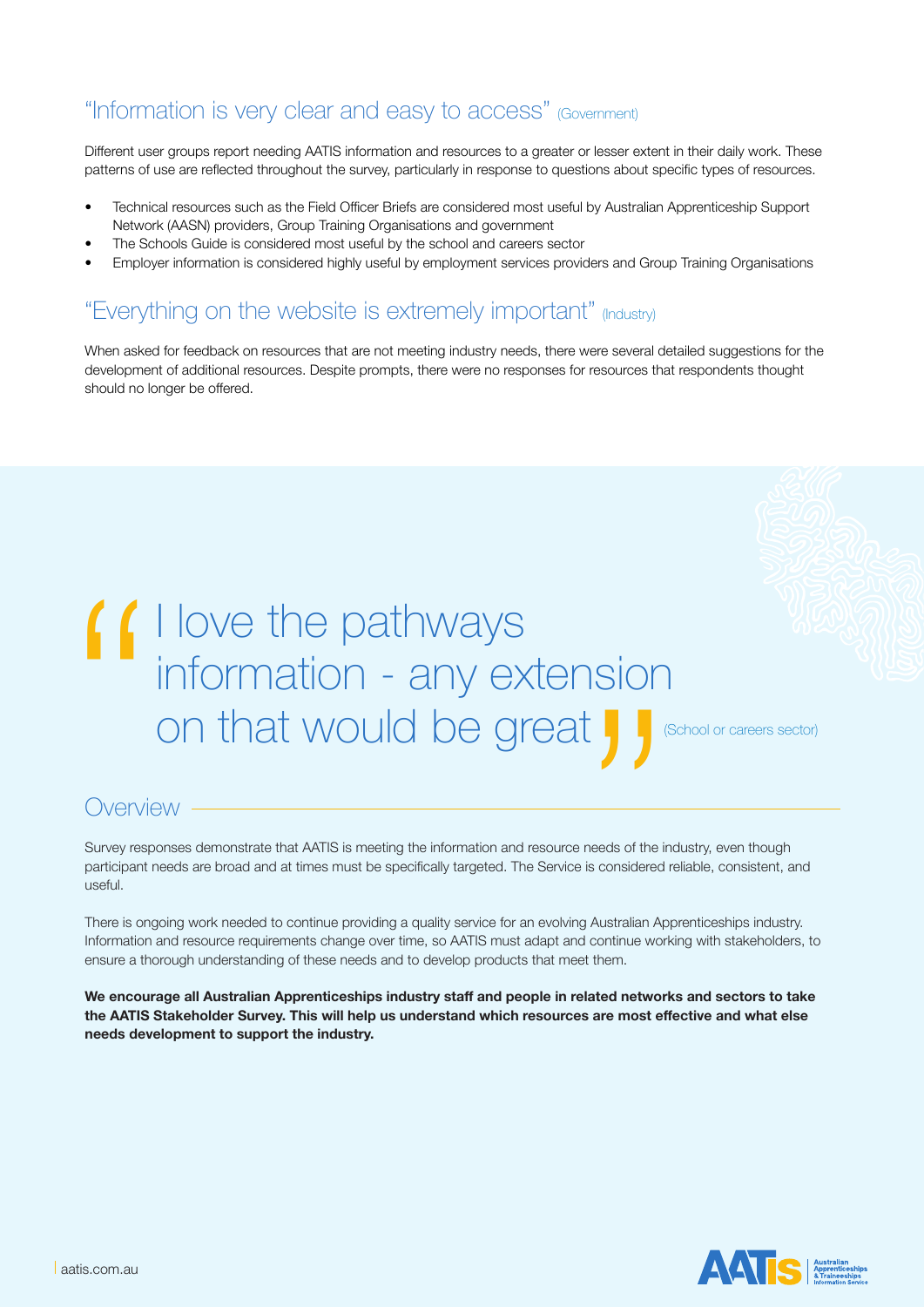## "Information is very clear and easy to access" (Government)

Different user groups report needing AATIS information and resources to a greater or lesser extent in their daily work. These patterns of use are reflected throughout the survey, particularly in response to questions about specific types of resources.

- Technical resources such as the Field Officer Briefs are considered most useful by Australian Apprenticeship Support Network (AASN) providers, Group Training Organisations and government
- The Schools Guide is considered most useful by the school and careers sector
- Employer information is considered highly useful by employment services providers and Group Training Organisations

## "Everything on the website is extremely important" (Industry)

When asked for feedback on resources that are not meeting industry needs, there were several detailed suggestions for the development of additional resources. Despite prompts, there were no responses for resources that respondents thought should no longer be offered.

> "I love the pathways information - any extension on that would be great" (School or careers sector)

## Overview

Survey responses demonstrate that AATIS is meeting the information and resource needs of the industry, even though participant needs are broad and at times must be specifically targeted. The Service is considered reliable, consistent, and useful.

There is ongoing work needed to continue providing a quality service for an evolving Australian Apprenticeships industry. Information and resource requirements change over time, so AATIS must adapt and continue working with stakeholders, to ensure a thorough understanding of these needs and to develop products that meet them.

**We encourage all Australian Apprenticeships industry staff and people in related networks and sectors to take the AATIS Stakeholder Survey. This will help us understand which resources are most effective and what else needs development to support the industry.**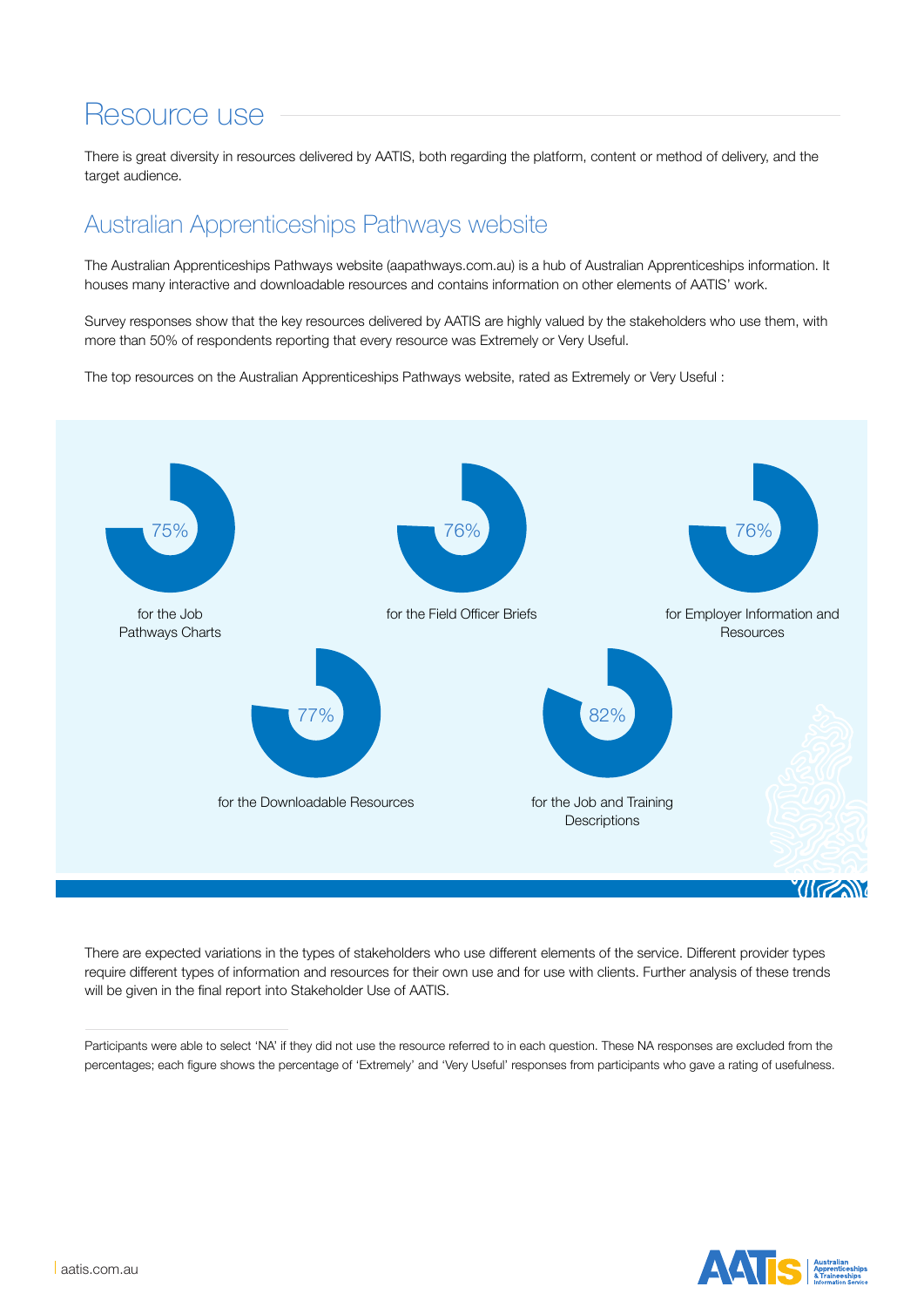# Resource use

There is great diversity in resources delivered by AATIS, both regarding the platform, content or method of delivery, and the target audience.

## Australian Apprenticeships Pathways website

The Australian Apprenticeships Pathways website (aapathways.com.au) is a hub of Australian Apprenticeships information. It houses many interactive and downloadable resources and contains information on other elements of AATIS' work.

Survey responses show that the key resources delivered by AATIS are highly valued by the stakeholders who use them, with more than 50% of respondents reporting that every resource was Extremely or Very Useful.

The top resources on the Australian Apprenticeships Pathways website, rated as Extremely or Very Useful :

75% for the Job Pathways Charts

76% for the Field Officer Briefs

76% for Employer Information and Resources

77% for the Downloadable Resources

82% for the Job and Training Descriptions

There are expected variations in the types of stakeholders who use different elements of the service. Different provider types require different types of information and resources for their own use and for use with clients. Further analysis of these trends will be given in the final report into Stakeholder Use of AATIS.

Participants were able to select 'NA' if they did not use the resource referred to in each question. These NA responses are excluded from the percentages; each figure shows the percentage of 'Extremely' and 'Very Useful' responses from participants who gave a rating of usefulness.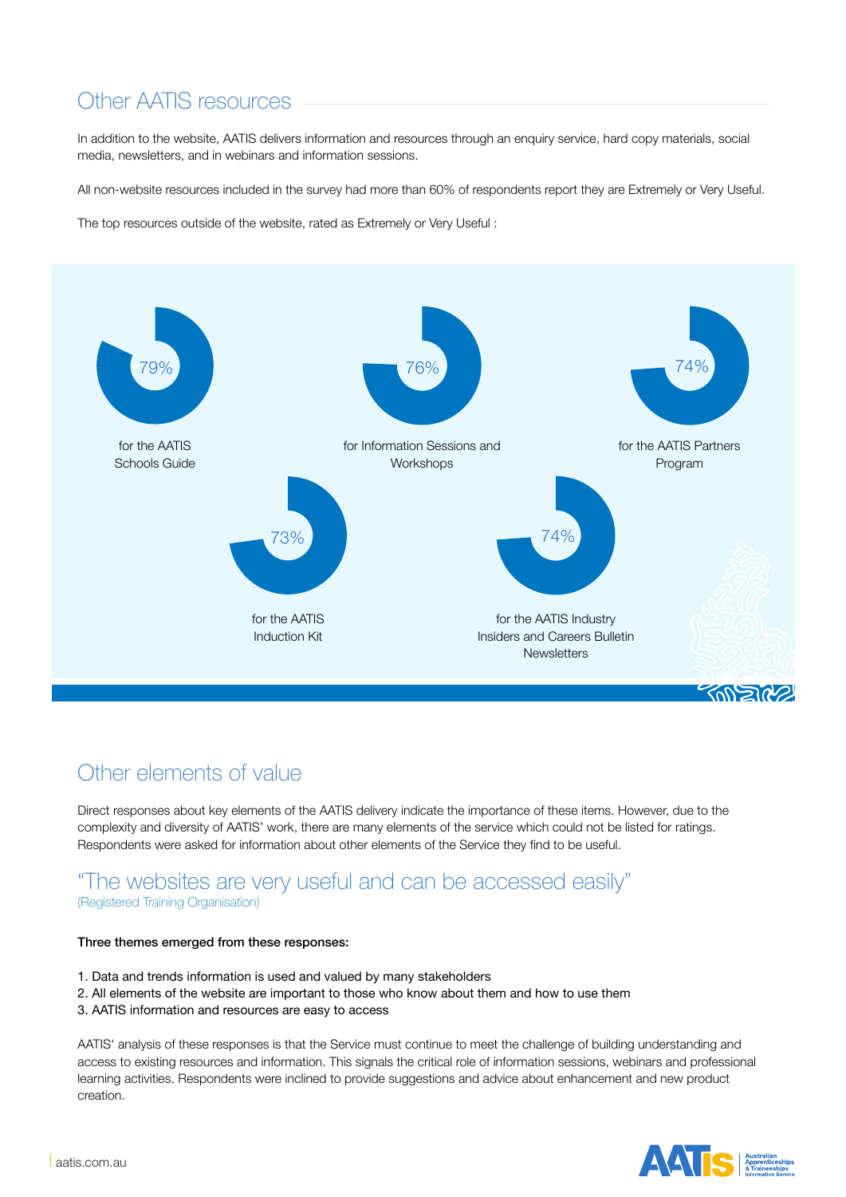## Other AATIS resources

In addition to the website, AATIS delivers information and resources through an enquiry service, hard copy materials, social media, newsletters, and in webinars and information sessions.

All non-website resources included in the survey had more than 60% of respondents report they are Extremely or Very Useful.

The top resources outside of the website, rated as Extremely or Very Useful :

- 79% for the AATIS Schools Guide
- 76% for Information Sessions and Workshops
- 74% for the AATIS Partners Program
- 73% for the AATIS Induction Kit
- 74% for the AATIS Industry Insiders and Careers Bulletin Newsletters

## Other elements of value

Direct responses about key elements of the AATIS delivery indicate the importance of these items. However, due to the complexity and diversity of AATIS' work, there are many elements of the service which could not be listed for ratings. Respondents were asked for information about other elements of the Service they find to be useful.

### "The websites are very useful and can be accessed easily"

(Registered Training Organisation)

**Three themes emerged from these responses:**

1. Data and trends information is used and valued by many stakeholders
2. All elements of the website are important to those who know about them and how to use them
3. AATIS information and resources are easy to access

AATIS' analysis of these responses is that the Service must continue to meet the challenge of building understanding and access to existing resources and information. This signals the critical role of information sessions, webinars and professional learning activities. Respondents were inclined to provide suggestions and advice about enhancement and new product creation.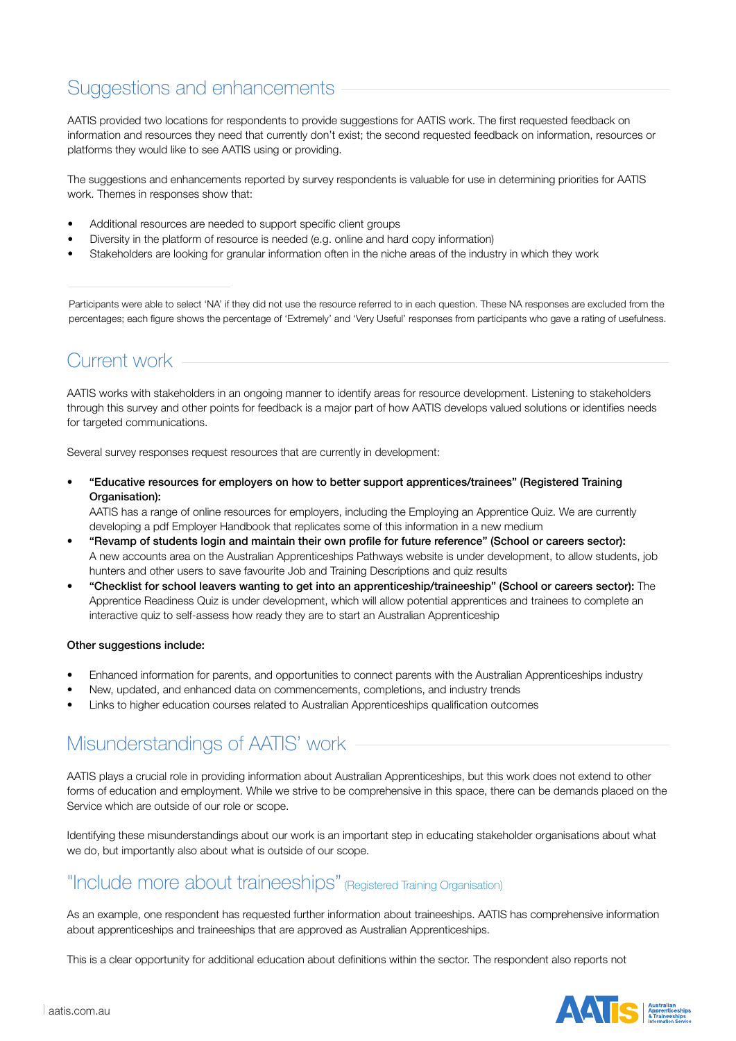## Suggestions and enhancements

AATIS provided two locations for respondents to provide suggestions for AATIS work. The first requested feedback on information and resources they need that currently don't exist; the second requested feedback on information, resources or platforms they would like to see AATIS using or providing.

The suggestions and enhancements reported by survey respondents is valuable for use in determining priorities for AATIS work. Themes in responses show that:

- Additional resources are needed to support specific client groups
- Diversity in the platform of resource is needed (e.g. online and hard copy information)
- Stakeholders are looking for granular information often in the niche areas of the industry in which they work

Participants were able to select 'NA' if they did not use the resource referred to in each question. These NA responses are excluded from the percentages; each figure shows the percentage of 'Extremely' and 'Very Useful' responses from participants who gave a rating of usefulness.

## Current work

AATIS works with stakeholders in an ongoing manner to identify areas for resource development. Listening to stakeholders through this survey and other points for feedback is a major part of how AATIS develops valued solutions or identifies needs for targeted communications.

Several survey responses request resources that are currently in development:

- **"Educative resources for employers on how to better support apprentices/trainees" (Registered Training Organisation):**
  AATIS has a range of online resources for employers, including the Employing an Apprentice Quiz. We are currently developing a pdf Employer Handbook that replicates some of this information in a new medium
- **"Revamp of students login and maintain their own profile for future reference" (School or careers sector):**
  A new accounts area on the Australian Apprenticeships Pathways website is under development, to allow students, job hunters and other users to save favourite Job and Training Descriptions and quiz results
- **"Checklist for school leavers wanting to get into an apprenticeship/traineeship" (School or careers sector):** The Apprentice Readiness Quiz is under development, which will allow potential apprentices and trainees to complete an interactive quiz to self-assess how ready they are to start an Australian Apprenticeship

**Other suggestions include:**

- Enhanced information for parents, and opportunities to connect parents with the Australian Apprenticeships industry
- New, updated, and enhanced data on commencements, completions, and industry trends
- Links to higher education courses related to Australian Apprenticeships qualification outcomes

## Misunderstandings of AATIS' work

AATIS plays a crucial role in providing information about Australian Apprenticeships, but this work does not extend to other forms of education and employment. While we strive to be comprehensive in this space, there can be demands placed on the Service which are outside of our role or scope.

Identifying these misunderstandings about our work is an important step in educating stakeholder organisations about what we do, but importantly also about what is outside of our scope.

### "Include more about traineeships" (Registered Training Organisation)

As an example, one respondent has requested further information about traineeships. AATIS has comprehensive information about apprenticeships and traineeships that are approved as Australian Apprenticeships.

This is a clear opportunity for additional education about definitions within the sector. The respondent also reports not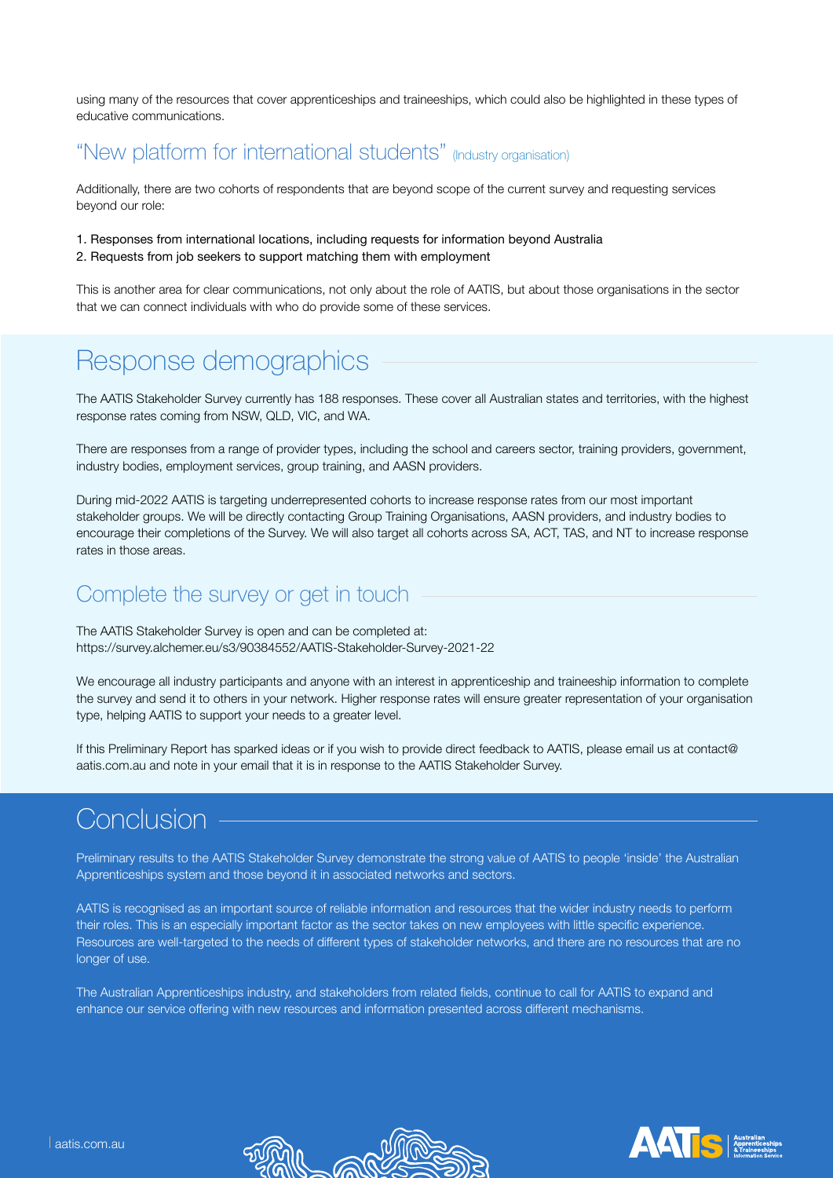using many of the resources that cover apprenticeships and traineeships, which could also be highlighted in these types of educative communications.

### "New platform for international students" (Industry organisation)

Additionally, there are two cohorts of respondents that are beyond scope of the current survey and requesting services beyond our role:

1. Responses from international locations, including requests for information beyond Australia
2. Requests from job seekers to support matching them with employment

This is another area for clear communications, not only about the role of AATIS, but about those organisations in the sector that we can connect individuals with who do provide some of these services.

## Response demographics

The AATIS Stakeholder Survey currently has 188 responses. These cover all Australian states and territories, with the highest response rates coming from NSW, QLD, VIC, and WA.

There are responses from a range of provider types, including the school and careers sector, training providers, government, industry bodies, employment services, group training, and AASN providers.

During mid-2022 AATIS is targeting underrepresented cohorts to increase response rates from our most important stakeholder groups. We will be directly contacting Group Training Organisations, AASN providers, and industry bodies to encourage their completions of the Survey. We will also target all cohorts across SA, ACT, TAS, and NT to increase response rates in those areas.

### Complete the survey or get in touch

The AATIS Stakeholder Survey is open and can be completed at:
https://survey.alchemer.eu/s3/90384552/AATIS-Stakeholder-Survey-2021-22

We encourage all industry participants and anyone with an interest in apprenticeship and traineeship information to complete the survey and send it to others in your network. Higher response rates will ensure greater representation of your organisation type, helping AATIS to support your needs to a greater level.

If this Preliminary Report has sparked ideas or if you wish to provide direct feedback to AATIS, please email us at contact@aatis.com.au and note in your email that it is in response to the AATIS Stakeholder Survey.

## Conclusion

Preliminary results to the AATIS Stakeholder Survey demonstrate the strong value of AATIS to people 'inside' the Australian Apprenticeships system and those beyond it in associated networks and sectors.

AATIS is recognised as an important source of reliable information and resources that the wider industry needs to perform their roles. This is an especially important factor as the sector takes on new employees with little specific experience. Resources are well-targeted to the needs of different types of stakeholder networks, and there are no resources that are no longer of use.

The Australian Apprenticeships industry, and stakeholders from related fields, continue to call for AATIS to expand and enhance our service offering with new resources and information presented across different mechanisms.